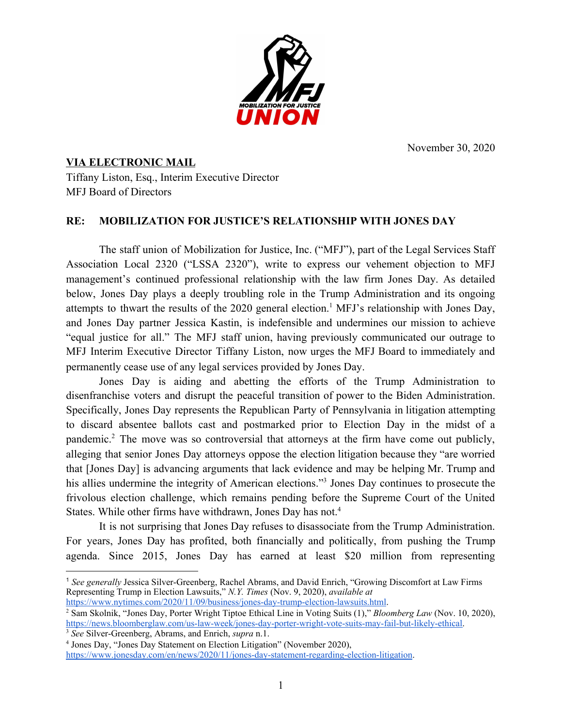MOBILIZATION FOR JUSTICE UNION

November 30, 2020

**VIA ELECTRONIC MAIL**

Tiffany Liston, Esq., Interim Executive Director
MFJ Board of Directors

**RE: MOBILIZATION FOR JUSTICE'S RELATIONSHIP WITH JONES DAY**

The staff union of Mobilization for Justice, Inc. ("MFJ"), part of the Legal Services Staff Association Local 2320 ("LSSA 2320"), write to express our vehement objection to MFJ management's continued professional relationship with the law firm Jones Day. As detailed below, Jones Day plays a deeply troubling role in the Trump Administration and its ongoing attempts to thwart the results of the 2020 general election.[1] MFJ's relationship with Jones Day, and Jones Day partner Jessica Kastin, is indefensible and undermines our mission to achieve "equal justice for all." The MFJ staff union, having previously communicated our outrage to MFJ Interim Executive Director Tiffany Liston, now urges the MFJ Board to immediately and permanently cease use of any legal services provided by Jones Day.

Jones Day is aiding and abetting the efforts of the Trump Administration to disenfranchise voters and disrupt the peaceful transition of power to the Biden Administration. Specifically, Jones Day represents the Republican Party of Pennsylvania in litigation attempting to discard absentee ballots cast and postmarked prior to Election Day in the midst of a pandemic.[2] The move was so controversial that attorneys at the firm have come out publicly, alleging that senior Jones Day attorneys oppose the election litigation because they "are worried that [Jones Day] is advancing arguments that lack evidence and may be helping Mr. Trump and his allies undermine the integrity of American elections."[3] Jones Day continues to prosecute the frivolous election challenge, which remains pending before the Supreme Court of the United States. While other firms have withdrawn, Jones Day has not.[4]

It is not surprising that Jones Day refuses to disassociate from the Trump Administration. For years, Jones Day has profited, both financially and politically, from pushing the Trump agenda. Since 2015, Jones Day has earned at least $20 million from representing

---

[1] *See generally* Jessica Silver-Greenberg, Rachel Abrams, and David Enrich, "Growing Discomfort at Law Firms Representing Trump in Election Lawsuits," *N.Y. Times* (Nov. 9, 2020), *available at* https://www.nytimes.com/2020/11/09/business/jones-day-trump-election-lawsuits.html.

[2] Sam Skolnik, "Jones Day, Porter Wright Tiptoe Ethical Line in Voting Suits (1)," *Bloomberg Law* (Nov. 10, 2020), https://news.bloomberglaw.com/us-law-week/jones-day-porter-wright-vote-suits-may-fail-but-likely-ethical.

[3] *See* Silver-Greenberg, Abrams, and Enrich, *supra* n.1.

[4] Jones Day, "Jones Day Statement on Election Litigation" (November 2020), https://www.jonesday.com/en/news/2020/11/jones-day-statement-regarding-election-litigation.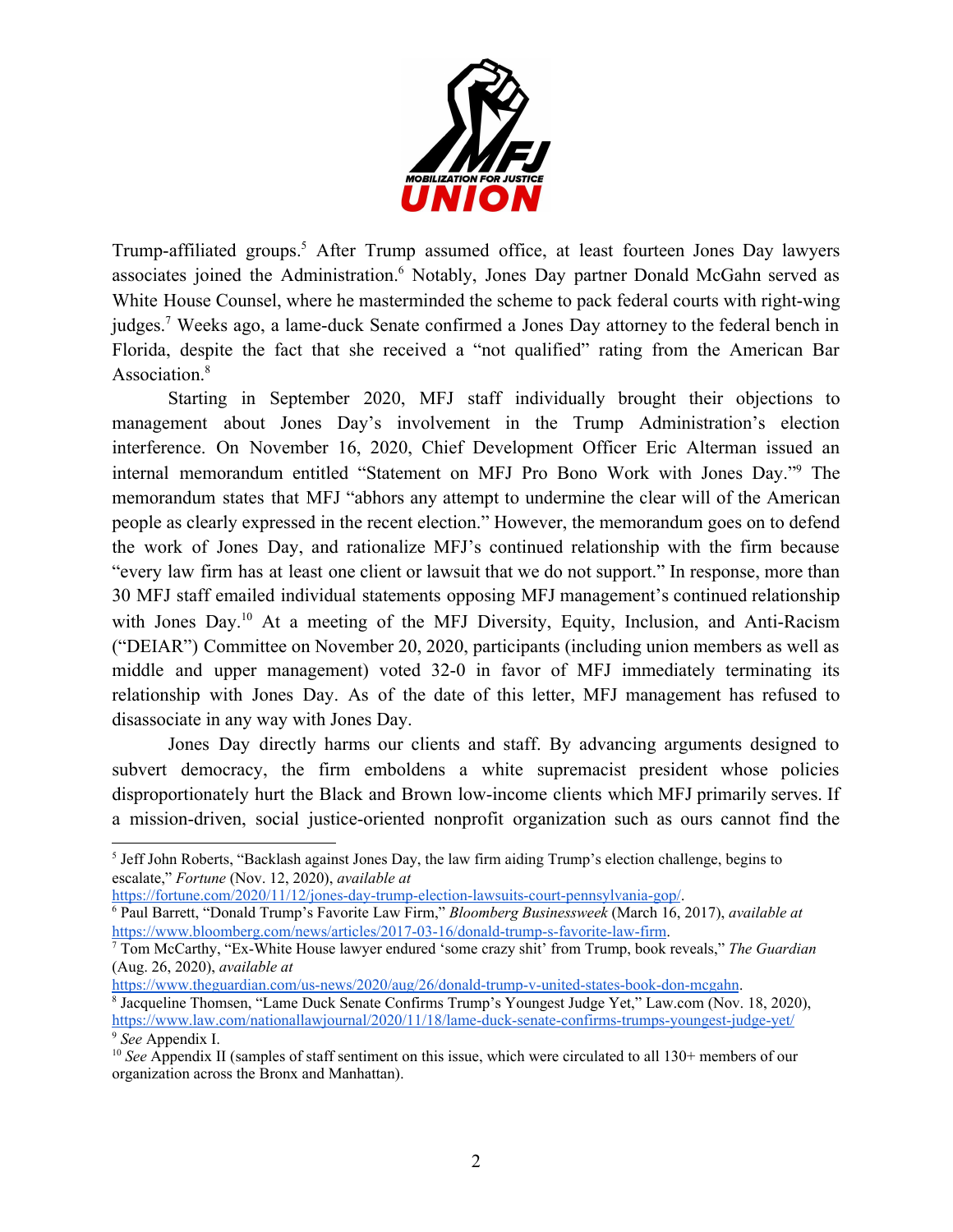Trump-affiliated groups.[5] After Trump assumed office, at least fourteen Jones Day lawyers associates joined the Administration.[6] Notably, Jones Day partner Donald McGahn served as White House Counsel, where he masterminded the scheme to pack federal courts with right-wing judges.[7] Weeks ago, a lame-duck Senate confirmed a Jones Day attorney to the federal bench in Florida, despite the fact that she received a "not qualified" rating from the American Bar Association.[8]

Starting in September 2020, MFJ staff individually brought their objections to management about Jones Day's involvement in the Trump Administration's election interference. On November 16, 2020, Chief Development Officer Eric Alterman issued an internal memorandum entitled "Statement on MFJ Pro Bono Work with Jones Day."[9] The memorandum states that MFJ "abhors any attempt to undermine the clear will of the American people as clearly expressed in the recent election." However, the memorandum goes on to defend the work of Jones Day, and rationalize MFJ's continued relationship with the firm because "every law firm has at least one client or lawsuit that we do not support." In response, more than 30 MFJ staff emailed individual statements opposing MFJ management's continued relationship with Jones Day.[10] At a meeting of the MFJ Diversity, Equity, Inclusion, and Anti-Racism ("DEIAR") Committee on November 20, 2020, participants (including union members as well as middle and upper management) voted 32-0 in favor of MFJ immediately terminating its relationship with Jones Day. As of the date of this letter, MFJ management has refused to disassociate in any way with Jones Day.

Jones Day directly harms our clients and staff. By advancing arguments designed to subvert democracy, the firm emboldens a white supremacist president whose policies disproportionately hurt the Black and Brown low-income clients which MFJ primarily serves. If a mission-driven, social justice-oriented nonprofit organization such as ours cannot find the

---

[5] Jeff John Roberts, "Backlash against Jones Day, the law firm aiding Trump's election challenge, begins to escalate," *Fortune* (Nov. 12, 2020), *available at* https://fortune.com/2020/11/12/jones-day-trump-election-lawsuits-court-pennsylvania-gop/.

[6] Paul Barrett, "Donald Trump's Favorite Law Firm," *Bloomberg Businessweek* (March 16, 2017), *available at* https://www.bloomberg.com/news/articles/2017-03-16/donald-trump-s-favorite-law-firm.

[7] Tom McCarthy, "Ex-White House lawyer endured 'some crazy shit' from Trump, book reveals," *The Guardian* (Aug. 26, 2020), *available at* https://www.theguardian.com/us-news/2020/aug/26/donald-trump-v-united-states-book-don-mcgahn.

[8] Jacqueline Thomsen, "Lame Duck Senate Confirms Trump's Youngest Judge Yet," Law.com (Nov. 18, 2020), https://www.law.com/nationallawjournal/2020/11/18/lame-duck-senate-confirms-trumps-youngest-judge-yet/

[9] *See* Appendix I.

[10] *See* Appendix II (samples of staff sentiment on this issue, which were circulated to all 130+ members of our organization across the Bronx and Manhattan).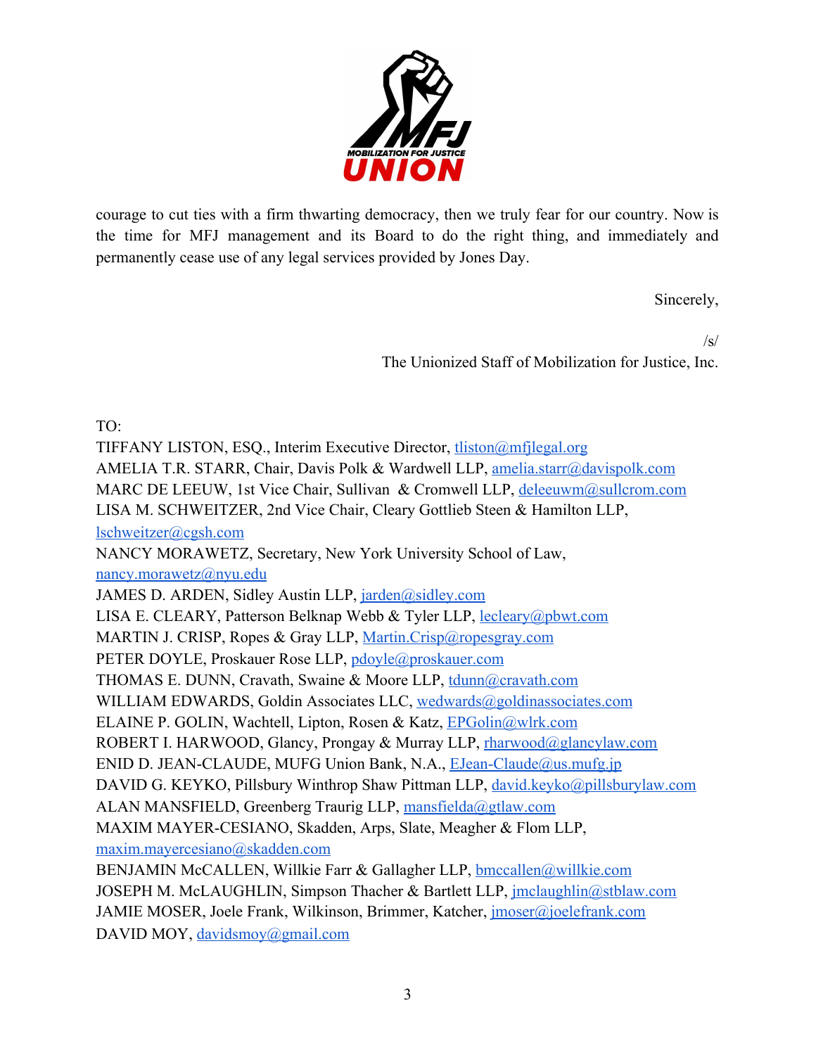courage to cut ties with a firm thwarting democracy, then we truly fear for our country. Now is the time for MFJ management and its Board to do the right thing, and immediately and permanently cease use of any legal services provided by Jones Day.

Sincerely,

/s/
The Unionized Staff of Mobilization for Justice, Inc.

TO:
TIFFANY LISTON, ESQ., Interim Executive Director, tliston@mfjlegal.org
AMELIA T.R. STARR, Chair, Davis Polk & Wardwell LLP, amelia.starr@davispolk.com
MARC DE LEEUW, 1st Vice Chair, Sullivan & Cromwell LLP, deleeuwm@sullcrom.com
LISA M. SCHWEITZER, 2nd Vice Chair, Cleary Gottlieb Steen & Hamilton LLP, lschweitzer@cgsh.com
NANCY MORAWETZ, Secretary, New York University School of Law, nancy.morawetz@nyu.edu
JAMES D. ARDEN, Sidley Austin LLP, jarden@sidley.com
LISA E. CLEARY, Patterson Belknap Webb & Tyler LLP, lecleary@pbwt.com
MARTIN J. CRISP, Ropes & Gray LLP, Martin.Crisp@ropesgray.com
PETER DOYLE, Proskauer Rose LLP, pdoyle@proskauer.com
THOMAS E. DUNN, Cravath, Swaine & Moore LLP, tdunn@cravath.com
WILLIAM EDWARDS, Goldin Associates LLC, wedwards@goldinassociates.com
ELAINE P. GOLIN, Wachtell, Lipton, Rosen & Katz, EPGolin@wlrk.com
ROBERT I. HARWOOD, Glancy, Prongay & Murray LLP, rharwood@glancylaw.com
ENID D. JEAN-CLAUDE, MUFG Union Bank, N.A., EJean-Claude@us.mufg.jp
DAVID G. KEYKO, Pillsbury Winthrop Shaw Pittman LLP, david.keyko@pillsburylaw.com
ALAN MANSFIELD, Greenberg Traurig LLP, mansfielda@gtlaw.com
MAXIM MAYER-CESIANO, Skadden, Arps, Slate, Meagher & Flom LLP, maxim.mayercesiano@skadden.com
BENJAMIN McCALLEN, Willkie Farr & Gallagher LLP, bmccallen@willkie.com
JOSEPH M. McLAUGHLIN, Simpson Thacher & Bartlett LLP, jmclaughlin@stblaw.com
JAMIE MOSER, Joele Frank, Wilkinson, Brimmer, Katcher, jmoser@joelefrank.com
DAVID MOY, davidsmoy@gmail.com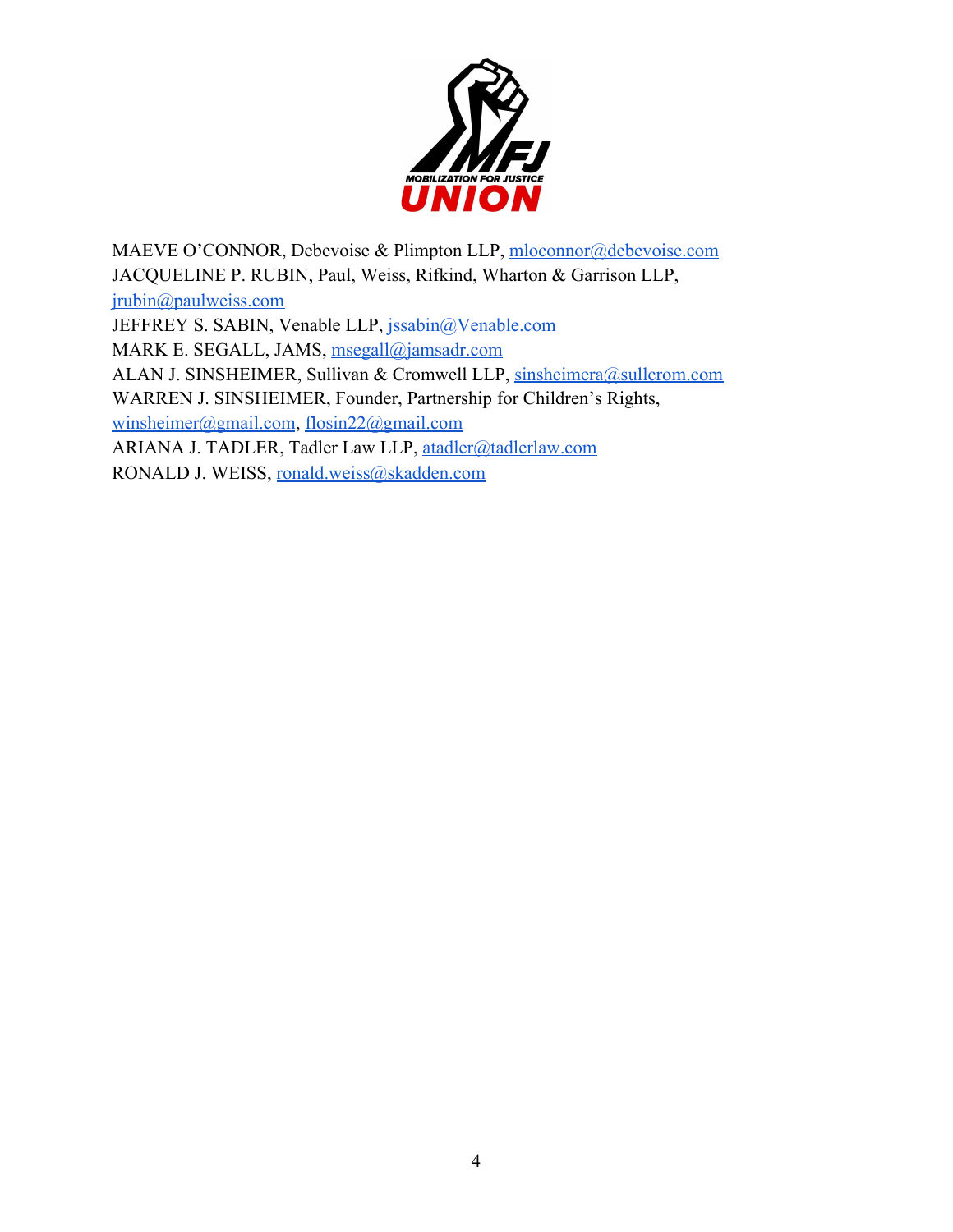MAEVE O'CONNOR, Debevoise & Plimpton LLP, mloconnor@debevoise.com
JACQUELINE P. RUBIN, Paul, Weiss, Rifkind, Wharton & Garrison LLP, jrubin@paulweiss.com
JEFFREY S. SABIN, Venable LLP, jssabin@Venable.com
MARK E. SEGALL, JAMS, msegall@jamsadr.com
ALAN J. SINSHEIMER, Sullivan & Cromwell LLP, sinsheimera@sullcrom.com
WARREN J. SINSHEIMER, Founder, Partnership for Children's Rights, winsheimer@gmail.com, flosin22@gmail.com
ARIANA J. TADLER, Tadler Law LLP, atadler@tadlerlaw.com
RONALD J. WEISS, ronald.weiss@skadden.com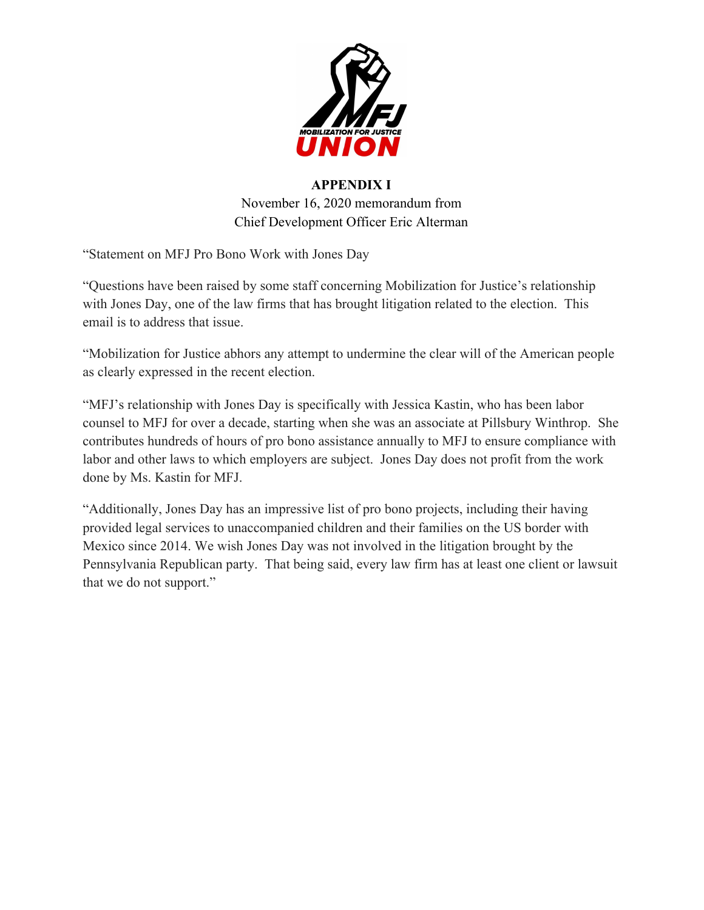**APPENDIX I**

November 16, 2020 memorandum from
Chief Development Officer Eric Alterman

"Statement on MFJ Pro Bono Work with Jones Day

"Questions have been raised by some staff concerning Mobilization for Justice's relationship with Jones Day, one of the law firms that has brought litigation related to the election. This email is to address that issue.

"Mobilization for Justice abhors any attempt to undermine the clear will of the American people as clearly expressed in the recent election.

"MFJ's relationship with Jones Day is specifically with Jessica Kastin, who has been labor counsel to MFJ for over a decade, starting when she was an associate at Pillsbury Winthrop. She contributes hundreds of hours of pro bono assistance annually to MFJ to ensure compliance with labor and other laws to which employers are subject. Jones Day does not profit from the work done by Ms. Kastin for MFJ.

"Additionally, Jones Day has an impressive list of pro bono projects, including their having provided legal services to unaccompanied children and their families on the US border with Mexico since 2014. We wish Jones Day was not involved in the litigation brought by the Pennsylvania Republican party. That being said, every law firm has at least one client or lawsuit that we do not support."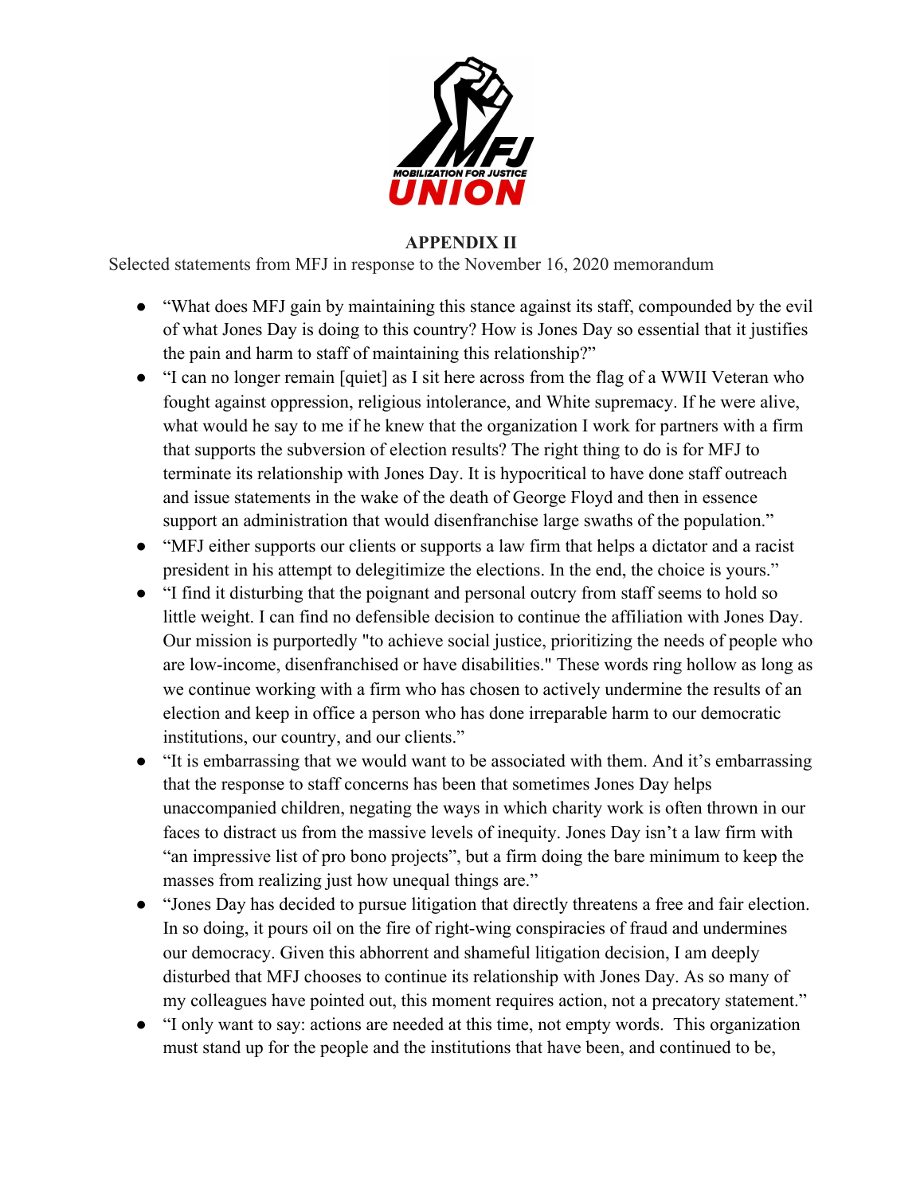**APPENDIX II**

Selected statements from MFJ in response to the November 16, 2020 memorandum

- "What does MFJ gain by maintaining this stance against its staff, compounded by the evil of what Jones Day is doing to this country? How is Jones Day so essential that it justifies the pain and harm to staff of maintaining this relationship?"
- "I can no longer remain [quiet] as I sit here across from the flag of a WWII Veteran who fought against oppression, religious intolerance, and White supremacy. If he were alive, what would he say to me if he knew that the organization I work for partners with a firm that supports the subversion of election results? The right thing to do is for MFJ to terminate its relationship with Jones Day. It is hypocritical to have done staff outreach and issue statements in the wake of the death of George Floyd and then in essence support an administration that would disenfranchise large swaths of the population."
- "MFJ either supports our clients or supports a law firm that helps a dictator and a racist president in his attempt to delegitimize the elections. In the end, the choice is yours."
- "I find it disturbing that the poignant and personal outcry from staff seems to hold so little weight. I can find no defensible decision to continue the affiliation with Jones Day. Our mission is purportedly "to achieve social justice, prioritizing the needs of people who are low-income, disenfranchised or have disabilities." These words ring hollow as long as we continue working with a firm who has chosen to actively undermine the results of an election and keep in office a person who has done irreparable harm to our democratic institutions, our country, and our clients."
- "It is embarrassing that we would want to be associated with them. And it's embarrassing that the response to staff concerns has been that sometimes Jones Day helps unaccompanied children, negating the ways in which charity work is often thrown in our faces to distract us from the massive levels of inequity. Jones Day isn't a law firm with "an impressive list of pro bono projects", but a firm doing the bare minimum to keep the masses from realizing just how unequal things are."
- "Jones Day has decided to pursue litigation that directly threatens a free and fair election. In so doing, it pours oil on the fire of right-wing conspiracies of fraud and undermines our democracy. Given this abhorrent and shameful litigation decision, I am deeply disturbed that MFJ chooses to continue its relationship with Jones Day. As so many of my colleagues have pointed out, this moment requires action, not a precatory statement."
- "I only want to say: actions are needed at this time, not empty words. This organization must stand up for the people and the institutions that have been, and continued to be,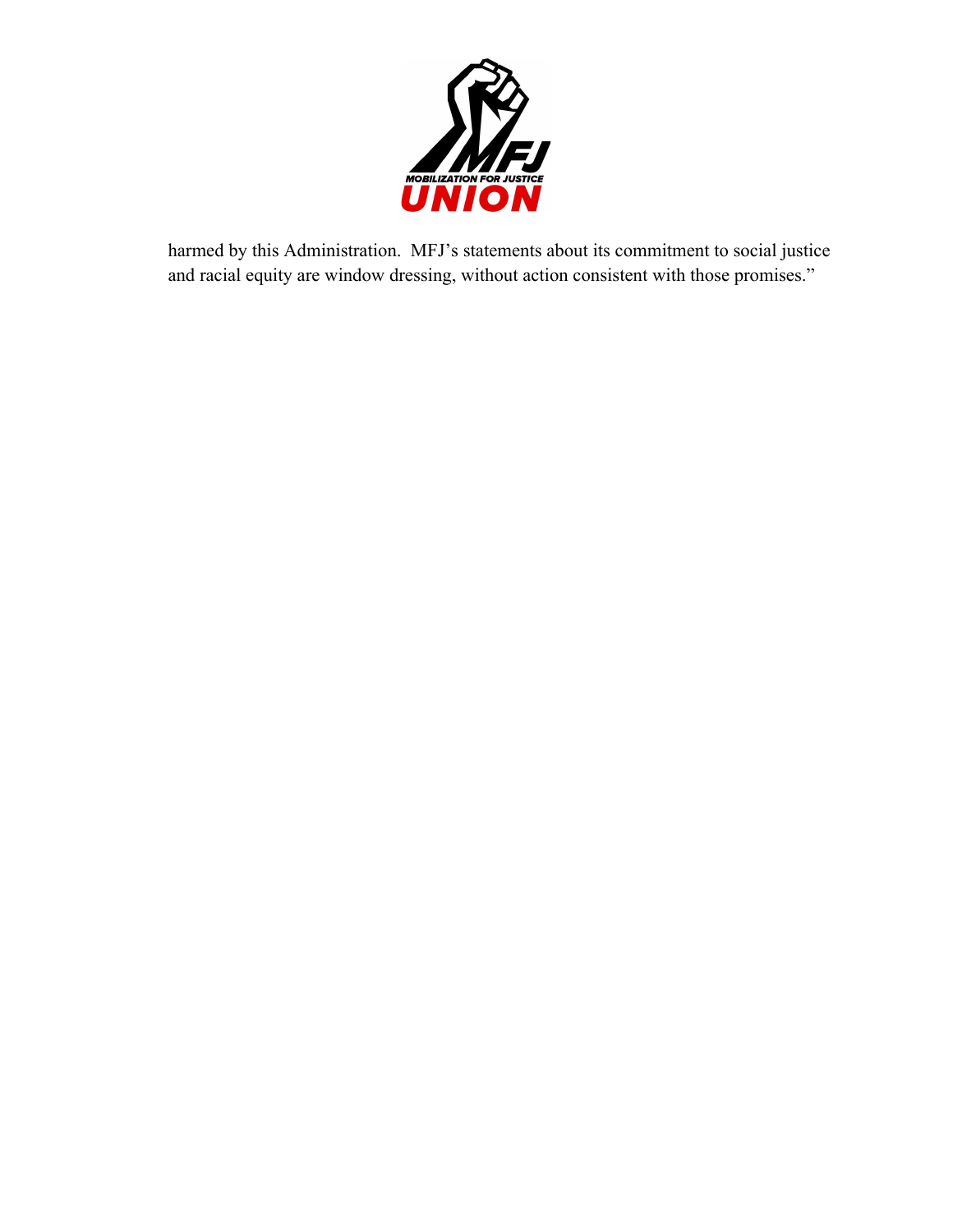harmed by this Administration. MFJ's statements about its commitment to social justice and racial equity are window dressing, without action consistent with those promises."